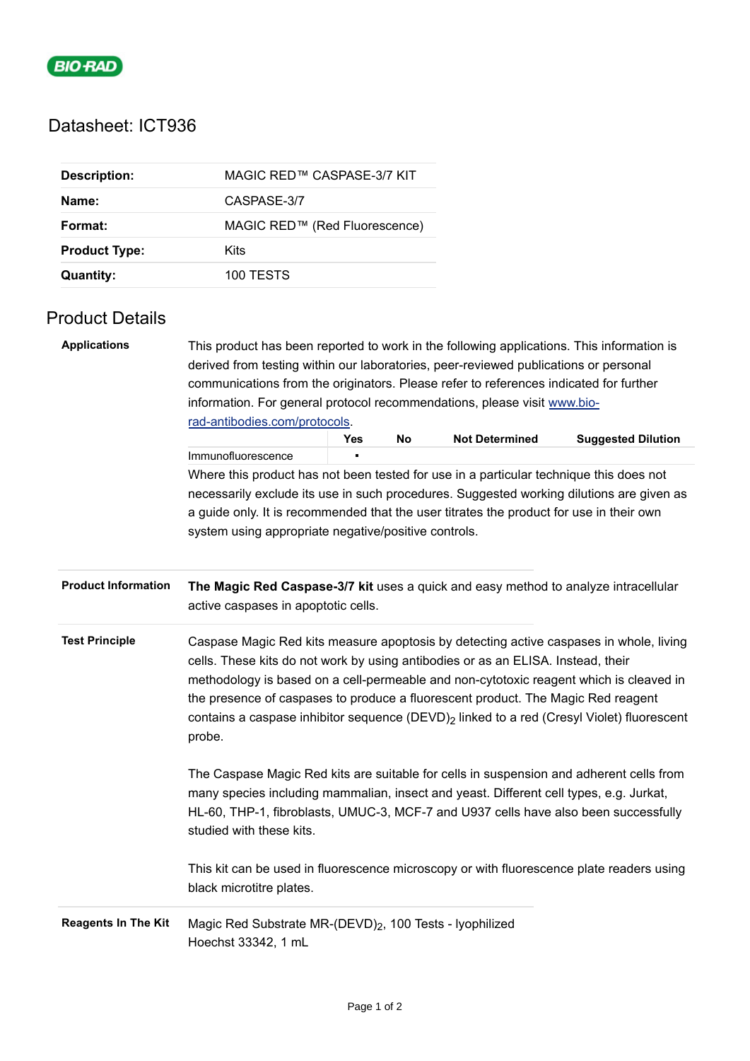# Datasheet: ICT936

| | |
|---|---|
| **Description:** | MAGIC RED™ CASPASE-3/7 KIT |
| **Name:** | CASPASE-3/7 |
| **Format:** | MAGIC RED™ (Red Fluorescence) |
| **Product Type:** | Kits |
| **Quantity:** | 100 TESTS |

## Product Details

**Applications**

This product has been reported to work in the following applications. This information is derived from testing within our laboratories, peer-reviewed publications or personal communications from the originators. Please refer to references indicated for further information. For general protocol recommendations, please visit [www.bio-rad-antibodies.com/protocols](www.bio-rad-antibodies.com/protocols).

| | Yes | No | Not Determined | Suggested Dilution |
|---|---|---|---|---|
| Immunofluorescence | ▪ | | | |

Where this product has not been tested for use in a particular technique this does not necessarily exclude its use in such procedures. Suggested working dilutions are given as a guide only. It is recommended that the user titrates the product for use in their own system using appropriate negative/positive controls.

**Product Information**

**The Magic Red Caspase-3/7 kit** uses a quick and easy method to analyze intracellular active caspases in apoptotic cells.

**Test Principle**

Caspase Magic Red kits measure apoptosis by detecting active caspases in whole, living cells. These kits do not work by using antibodies or as an ELISA. Instead, their methodology is based on a cell-permeable and non-cytotoxic reagent which is cleaved in the presence of caspases to produce a fluorescent product. The Magic Red reagent contains a caspase inhibitor sequence $(DEVD)_2$ linked to a red (Cresyl Violet) fluorescent probe.

The Caspase Magic Red kits are suitable for cells in suspension and adherent cells from many species including mammalian, insect and yeast. Different cell types, e.g. Jurkat, HL-60, THP-1, fibroblasts, UMUC-3, MCF-7 and U937 cells have also been successfully studied with these kits.

This kit can be used in fluorescence microscopy or with fluorescence plate readers using black microtitre plates.

**Reagents In The Kit**

Magic Red Substrate MR-$(DEVD)_2$, 100 Tests - lyophilized
Hoechst 33342, 1 mL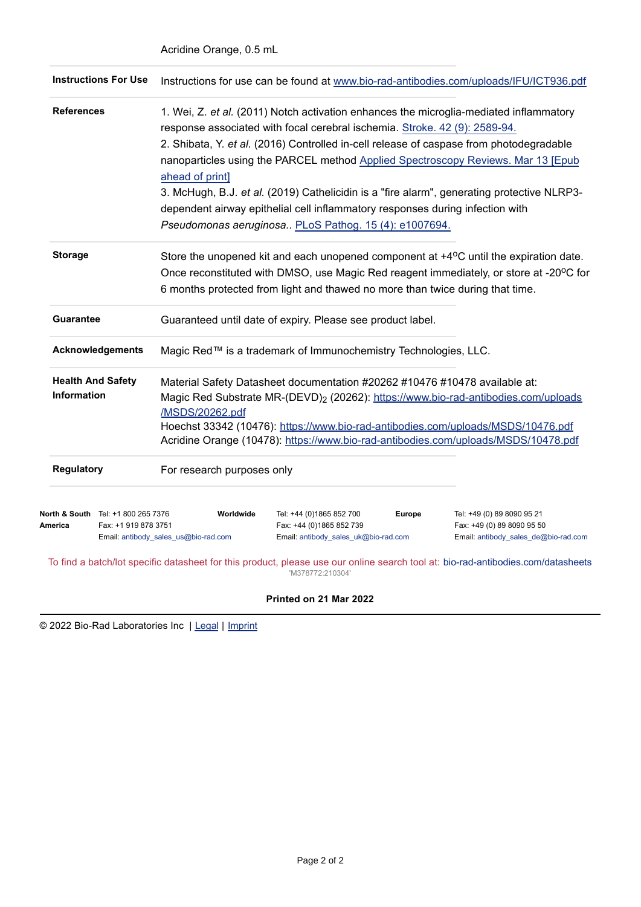| | |
|---|---|
| | Acridine Orange, 0.5 mL |
| **Instructions For Use** | Instructions for use can be found at www.bio-rad-antibodies.com/uploads/IFU/ICT936.pdf |
| **References** | 1. Wei, Z. *et al.* (2011) Notch activation enhances the microglia-mediated inflammatory response associated with focal cerebral ischemia. Stroke. 42 (9): 2589-94.<br>2. Shibata, Y. *et al.* (2016) Controlled in-cell release of caspase from photodegradable nanoparticles using the PARCEL method Applied Spectroscopy Reviews. Mar 13 [Epub ahead of print]<br>3. McHugh, B.J. *et al.* (2019) Cathelicidin is a "fire alarm", generating protective NLRP3-dependent airway epithelial cell inflammatory responses during infection with *Pseudomonas aeruginosa*.. PLoS Pathog. 15 (4): e1007694. |
| **Storage** | Store the unopened kit and each unopened component at +4$^{o}$C until the expiration date. Once reconstituted with DMSO, use Magic Red reagent immediately, or store at -20$^{o}$C for 6 months protected from light and thawed no more than twice during that time. |
| **Guarantee** | Guaranteed until date of expiry. Please see product label. |
| **Acknowledgements** | Magic Red™ is a trademark of Immunochemistry Technologies, LLC. |
| **Health And Safety Information** | Material Safety Datasheet documentation #20262 #10476 #10478 available at:<br>Magic Red Substrate MR-(DEVD)$_2$ (20262): https://www.bio-rad-antibodies.com/uploads/MSDS/20262.pdf<br>Hoechst 33342 (10476): https://www.bio-rad-antibodies.com/uploads/MSDS/10476.pdf<br>Acridine Orange (10478): https://www.bio-rad-antibodies.com/uploads/MSDS/10478.pdf |
| **Regulatory** | For research purposes only |

**North & South America** Tel: +1 800 265 7376 Fax: +1 919 878 3751 Email: antibody_sales_us@bio-rad.com

**Worldwide** Tel: +44 (0)1865 852 700 Fax: +44 (0)1865 852 739 Email: antibody_sales_uk@bio-rad.com

**Europe** Tel: +49 (0) 89 8090 95 21 Fax: +49 (0) 89 8090 95 50 Email: antibody_sales_de@bio-rad.com

To find a batch/lot specific datasheet for this product, please use our online search tool at: bio-rad-antibodies.com/datasheets

'M378772:210304'

**Printed on 21 Mar 2022**

© 2022 Bio-Rad Laboratories Inc | Legal | Imprint